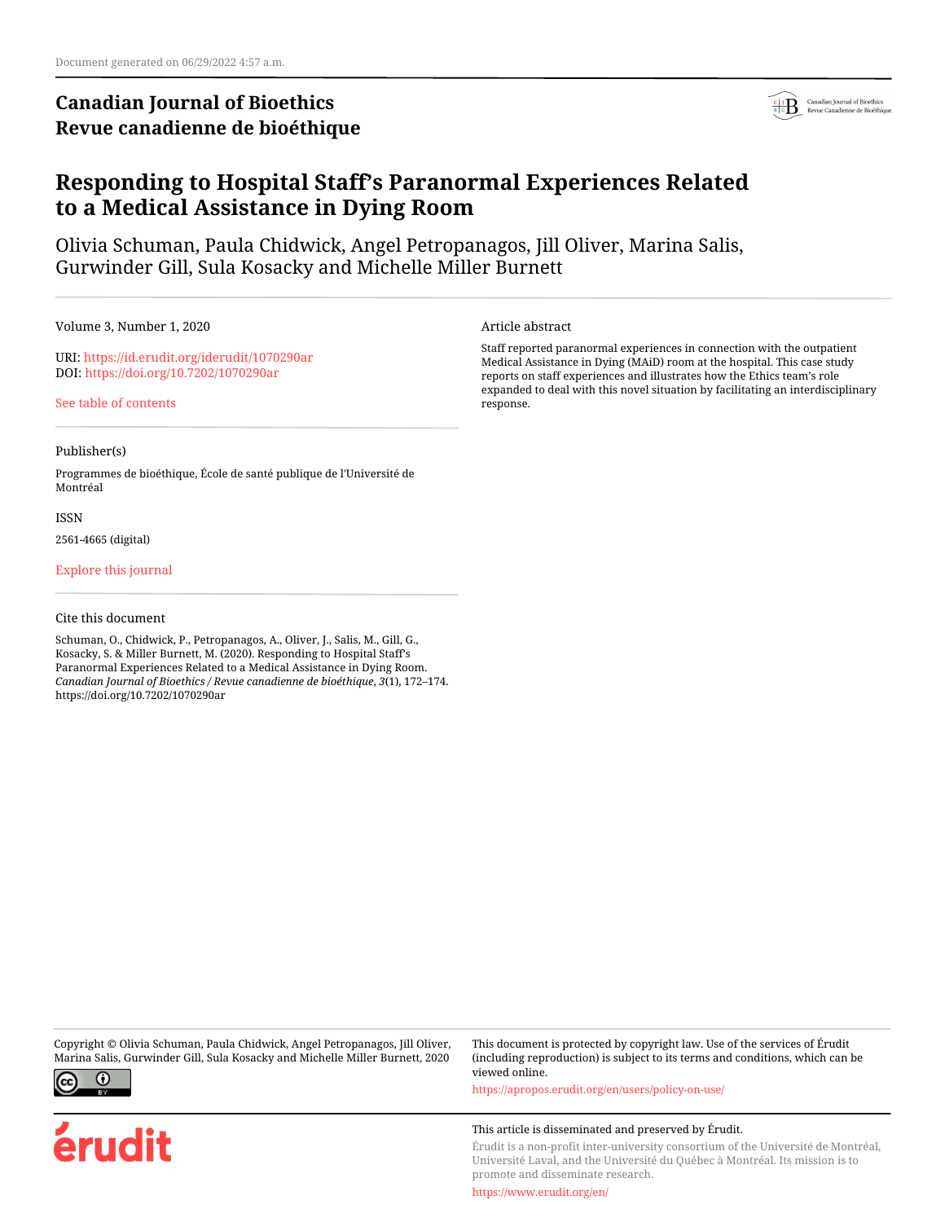Document generated on 06/29/2022 4:57 a.m.

**Canadian Journal of Bioethics**
**Revue canadienne de bioéthique**

# Responding to Hospital Staff's Paranormal Experiences Related to a Medical Assistance in Dying Room

Olivia Schuman, Paula Chidwick, Angel Petropanagos, Jill Oliver, Marina Salis, Gurwinder Gill, Sula Kosacky and Michelle Miller Burnett

Volume 3, Number 1, 2020

URI: https://id.erudit.org/iderudit/1070290ar
DOI: https://doi.org/10.7202/1070290ar

See table of contents

Publisher(s)

Programmes de bioéthique, École de santé publique de l'Université de Montréal

ISSN

2561-4665 (digital)

Explore this journal

Cite this document

Schuman, O., Chidwick, P., Petropanagos, A., Oliver, J., Salis, M., Gill, G., Kosacky, S. & Miller Burnett, M. (2020). Responding to Hospital Staff's Paranormal Experiences Related to a Medical Assistance in Dying Room. *Canadian Journal of Bioethics / Revue canadienne de bioéthique*, *3*(1), 172–174. https://doi.org/10.7202/1070290ar

Article abstract

Staff reported paranormal experiences in connection with the outpatient Medical Assistance in Dying (MAiD) room at the hospital. This case study reports on staff experiences and illustrates how the Ethics team's role expanded to deal with this novel situation by facilitating an interdisciplinary response.

Copyright © Olivia Schuman, Paula Chidwick, Angel Petropanagos, Jill Oliver, Marina Salis, Gurwinder Gill, Sula Kosacky and Michelle Miller Burnett, 2020

This document is protected by copyright law. Use of the services of Érudit (including reproduction) is subject to its terms and conditions, which can be viewed online.

https://apropos.erudit.org/en/users/policy-on-use/

This article is disseminated and preserved by Érudit.

Érudit is a non-profit inter-university consortium of the Université de Montréal, Université Laval, and the Université du Québec à Montréal. Its mission is to promote and disseminate research.

https://www.erudit.org/en/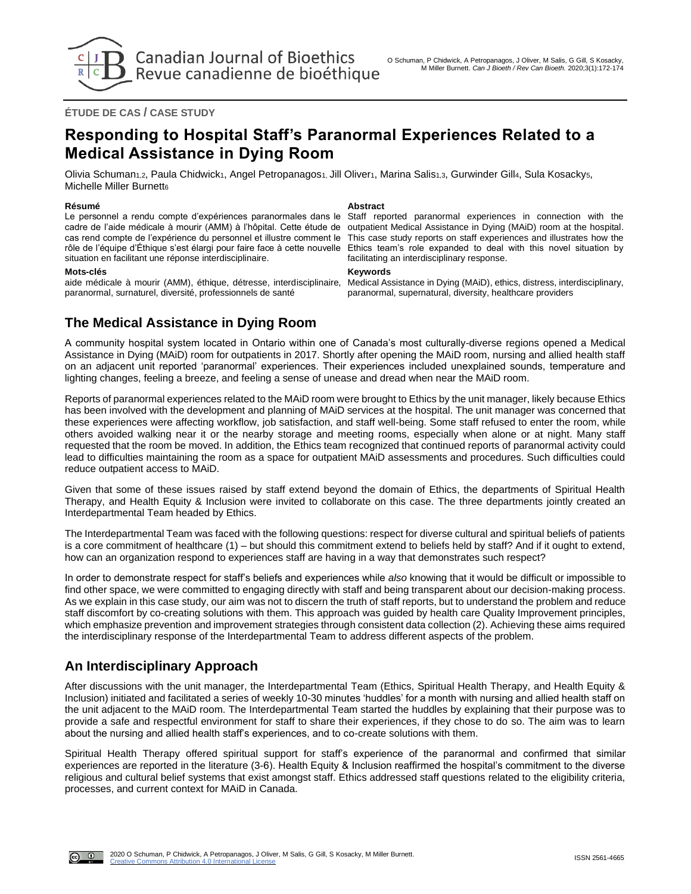ÉTUDE DE CAS / CASE STUDY

# Responding to Hospital Staff's Paranormal Experiences Related to a Medical Assistance in Dying Room

Olivia Schuman[1,2], Paula Chidwick[1], Angel Petropanagos[1], Jill Oliver[1], Marina Salis[1,3], Gurwinder Gill[4], Sula Kosacky[5], Michelle Miller Burnett[6]

**Résumé**

Le personnel a rendu compte d'expériences paranormales dans le cadre de l'aide médicale à mourir (AMM) à l'hôpital. Cette étude de cas rend compte de l'expérience du personnel et illustre comment le rôle de l'équipe d'Éthique s'est élargi pour faire face à cette nouvelle situation en facilitant une réponse interdisciplinaire.

**Mots-clés**

aide médicale à mourir (AMM), éthique, détresse, interdisciplinaire, paranormal, surnaturel, diversité, professionnels de santé

**Abstract**

Staff reported paranormal experiences in connection with the outpatient Medical Assistance in Dying (MAiD) room at the hospital. This case study reports on staff experiences and illustrates how the Ethics team's role expanded to deal with this novel situation by facilitating an interdisciplinary response.

**Keywords**

Medical Assistance in Dying (MAiD), ethics, distress, interdisciplinary, paranormal, supernatural, diversity, healthcare providers

## The Medical Assistance in Dying Room

A community hospital system located in Ontario within one of Canada's most culturally-diverse regions opened a Medical Assistance in Dying (MAiD) room for outpatients in 2017. Shortly after opening the MAiD room, nursing and allied health staff on an adjacent unit reported 'paranormal' experiences. Their experiences included unexplained sounds, temperature and lighting changes, feeling a breeze, and feeling a sense of unease and dread when near the MAiD room.

Reports of paranormal experiences related to the MAiD room were brought to Ethics by the unit manager, likely because Ethics has been involved with the development and planning of MAiD services at the hospital. The unit manager was concerned that these experiences were affecting workflow, job satisfaction, and staff well-being. Some staff refused to enter the room, while others avoided walking near it or the nearby storage and meeting rooms, especially when alone or at night. Many staff requested that the room be moved. In addition, the Ethics team recognized that continued reports of paranormal activity could lead to difficulties maintaining the room as a space for outpatient MAiD assessments and procedures. Such difficulties could reduce outpatient access to MAiD.

Given that some of these issues raised by staff extend beyond the domain of Ethics, the departments of Spiritual Health Therapy, and Health Equity & Inclusion were invited to collaborate on this case. The three departments jointly created an Interdepartmental Team headed by Ethics.

The Interdepartmental Team was faced with the following questions: respect for diverse cultural and spiritual beliefs of patients is a core commitment of healthcare (1) – but should this commitment extend to beliefs held by staff? And if it ought to extend, how can an organization respond to experiences staff are having in a way that demonstrates such respect?

In order to demonstrate respect for staff's beliefs and experiences while *also* knowing that it would be difficult or impossible to find other space, we were committed to engaging directly with staff and being transparent about our decision-making process. As we explain in this case study, our aim was not to discern the truth of staff reports, but to understand the problem and reduce staff discomfort by co-creating solutions with them. This approach was guided by health care Quality Improvement principles, which emphasize prevention and improvement strategies through consistent data collection (2). Achieving these aims required the interdisciplinary response of the Interdepartmental Team to address different aspects of the problem.

## An Interdisciplinary Approach

After discussions with the unit manager, the Interdepartmental Team (Ethics, Spiritual Health Therapy, and Health Equity & Inclusion) initiated and facilitated a series of weekly 10-30 minutes 'huddles' for a month with nursing and allied health staff on the unit adjacent to the MAiD room. The Interdepartmental Team started the huddles by explaining that their purpose was to provide a safe and respectful environment for staff to share their experiences, if they chose to do so. The aim was to learn about the nursing and allied health staff's experiences, and to co-create solutions with them.

Spiritual Health Therapy offered spiritual support for staff's experience of the paranormal and confirmed that similar experiences are reported in the literature (3-6). Health Equity & Inclusion reaffirmed the hospital's commitment to the diverse religious and cultural belief systems that exist amongst staff. Ethics addressed staff questions related to the eligibility criteria, processes, and current context for MAiD in Canada.

2020 O Schuman, P Chidwick, A Petropanagos, J Oliver, M Salis, G Gill, S Kosacky, M Miller Burnett. Creative Commons Attribution 4.0 International License

ISSN 2561-4665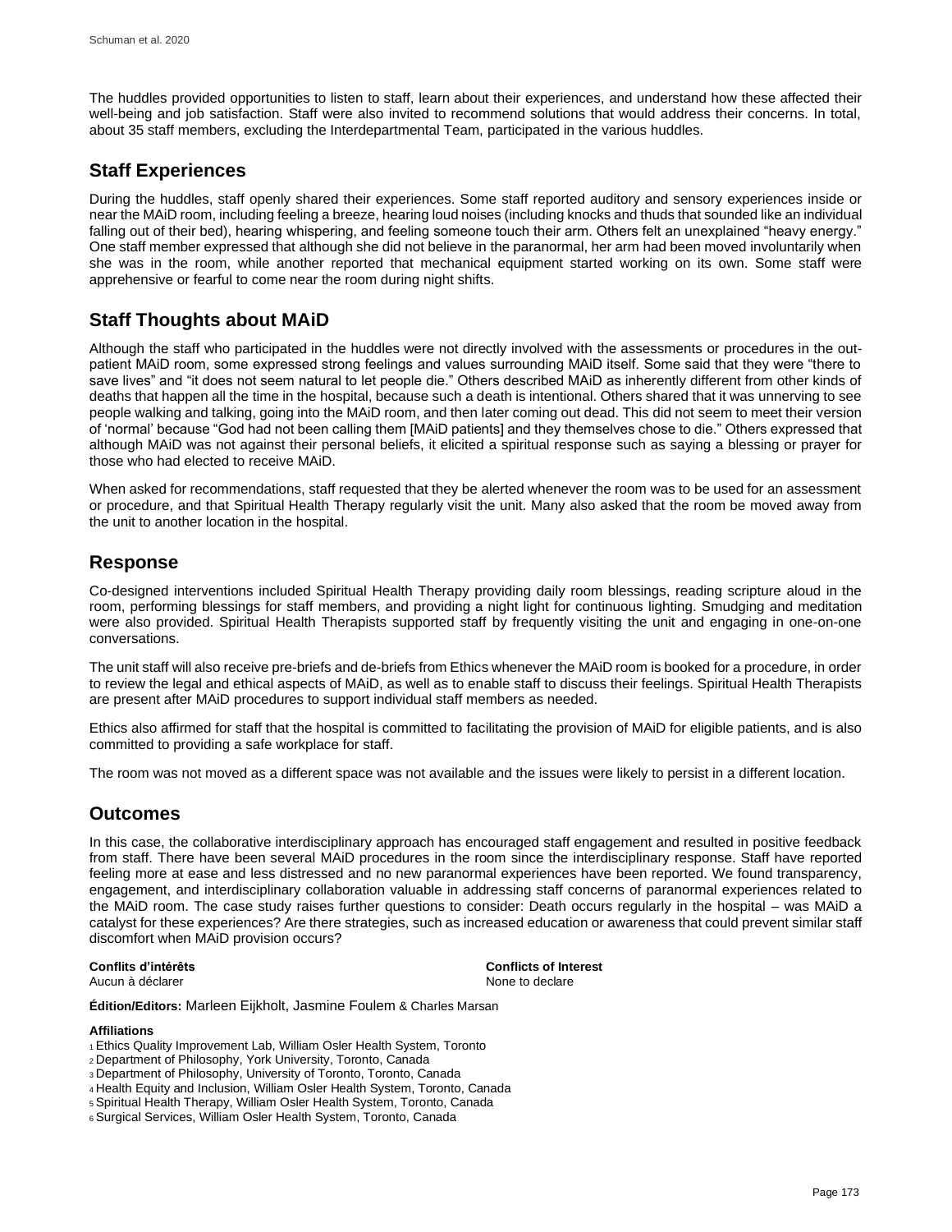The huddles provided opportunities to listen to staff, learn about their experiences, and understand how these affected their well-being and job satisfaction. Staff were also invited to recommend solutions that would address their concerns. In total, about 35 staff members, excluding the Interdepartmental Team, participated in the various huddles.

## Staff Experiences

During the huddles, staff openly shared their experiences. Some staff reported auditory and sensory experiences inside or near the MAiD room, including feeling a breeze, hearing loud noises (including knocks and thuds that sounded like an individual falling out of their bed), hearing whispering, and feeling someone touch their arm. Others felt an unexplained "heavy energy." One staff member expressed that although she did not believe in the paranormal, her arm had been moved involuntarily when she was in the room, while another reported that mechanical equipment started working on its own. Some staff were apprehensive or fearful to come near the room during night shifts.

## Staff Thoughts about MAiD

Although the staff who participated in the huddles were not directly involved with the assessments or procedures in the out-patient MAiD room, some expressed strong feelings and values surrounding MAiD itself. Some said that they were "there to save lives" and "it does not seem natural to let people die." Others described MAiD as inherently different from other kinds of deaths that happen all the time in the hospital, because such a death is intentional. Others shared that it was unnerving to see people walking and talking, going into the MAiD room, and then later coming out dead. This did not seem to meet their version of 'normal' because "God had not been calling them [MAiD patients] and they themselves chose to die." Others expressed that although MAiD was not against their personal beliefs, it elicited a spiritual response such as saying a blessing or prayer for those who had elected to receive MAiD.

When asked for recommendations, staff requested that they be alerted whenever the room was to be used for an assessment or procedure, and that Spiritual Health Therapy regularly visit the unit. Many also asked that the room be moved away from the unit to another location in the hospital.

## Response

Co-designed interventions included Spiritual Health Therapy providing daily room blessings, reading scripture aloud in the room, performing blessings for staff members, and providing a night light for continuous lighting. Smudging and meditation were also provided. Spiritual Health Therapists supported staff by frequently visiting the unit and engaging in one-on-one conversations.

The unit staff will also receive pre-briefs and de-briefs from Ethics whenever the MAiD room is booked for a procedure, in order to review the legal and ethical aspects of MAiD, as well as to enable staff to discuss their feelings. Spiritual Health Therapists are present after MAiD procedures to support individual staff members as needed.

Ethics also affirmed for staff that the hospital is committed to facilitating the provision of MAiD for eligible patients, and is also committed to providing a safe workplace for staff.

The room was not moved as a different space was not available and the issues were likely to persist in a different location.

## Outcomes

In this case, the collaborative interdisciplinary approach has encouraged staff engagement and resulted in positive feedback from staff. There have been several MAiD procedures in the room since the interdisciplinary response. Staff have reported feeling more at ease and less distressed and no new paranormal experiences have been reported. We found transparency, engagement, and interdisciplinary collaboration valuable in addressing staff concerns of paranormal experiences related to the MAiD room. The case study raises further questions to consider: Death occurs regularly in the hospital – was MAiD a catalyst for these experiences? Are there strategies, such as increased education or awareness that could prevent similar staff discomfort when MAiD provision occurs?

**Conflits d'intérêts**
Aucun à déclarer

**Conflicts of Interest**
None to declare

**Édition/Editors:** Marleen Eijkholt, Jasmine Foulem & Charles Marsan

**Affiliations**

[1] Ethics Quality Improvement Lab, William Osler Health System, Toronto
[2] Department of Philosophy, York University, Toronto, Canada
[3] Department of Philosophy, University of Toronto, Toronto, Canada
[4] Health Equity and Inclusion, William Osler Health System, Toronto, Canada
[5] Spiritual Health Therapy, William Osler Health System, Toronto, Canada
[6] Surgical Services, William Osler Health System, Toronto, Canada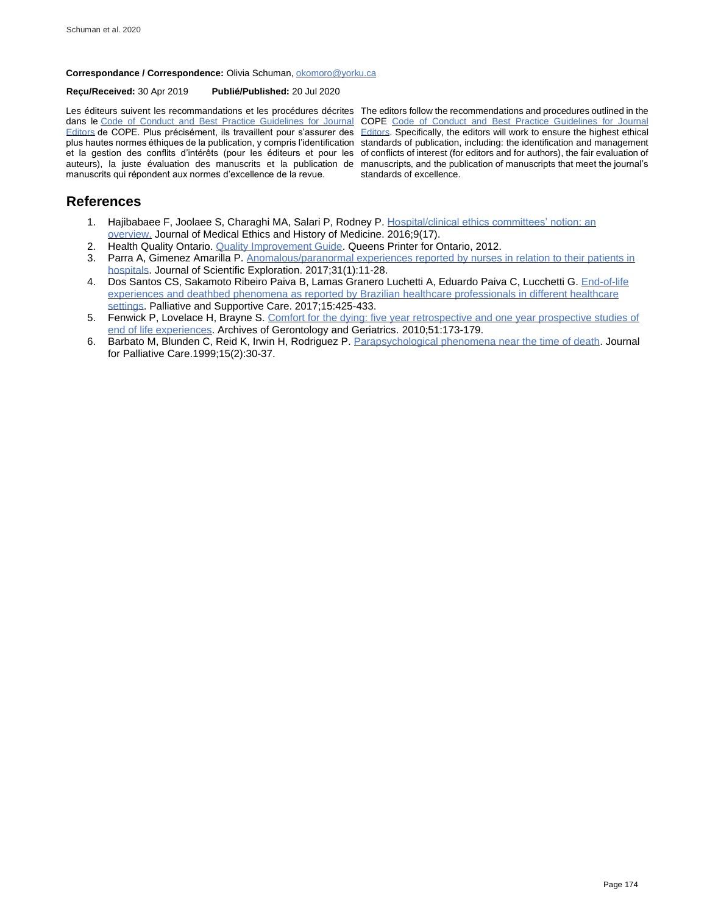**Correspondance / Correspondence:** Olivia Schuman, [okomoro@yorku.ca](mailto:okomoro@yorku.ca)

**Reçu/Received:** 30 Apr 2019 **Publié/Published:** 20 Jul 2020

Les éditeurs suivent les recommandations et les procédures décrites dans le Code of Conduct and Best Practice Guidelines for Journal Editors de COPE. Plus précisément, ils travaillent pour s'assurer des plus hautes normes éthiques de la publication, y compris l'identification et la gestion des conflits d'intérêts (pour les éditeurs et pour les auteurs), la juste évaluation des manuscrits et la publication de manuscrits qui répondent aux normes d'excellence de la revue.

The editors follow the recommendations and procedures outlined in the COPE Code of Conduct and Best Practice Guidelines for Journal Editors. Specifically, the editors will work to ensure the highest ethical standards of publication, including: the identification and management of conflicts of interest (for editors and for authors), the fair evaluation of manuscripts, and the publication of manuscripts that meet the journal's standards of excellence.

## References

1. Hajibabaee F, Joolaee S, Charaghi MA, Salari P, Rodney P. Hospital/clinical ethics committees' notion: an overview. Journal of Medical Ethics and History of Medicine. 2016;9(17).
2. Health Quality Ontario. Quality Improvement Guide. Queens Printer for Ontario, 2012.
3. Parra A, Gimenez Amarilla P. Anomalous/paranormal experiences reported by nurses in relation to their patients in hospitals. Journal of Scientific Exploration. 2017;31(1):11-28.
4. Dos Santos CS, Sakamoto Ribeiro Paiva B, Lamas Granero Luchetti A, Eduardo Paiva C, Lucchetti G. End-of-life experiences and deathbed phenomena as reported by Brazilian healthcare professionals in different healthcare settings. Palliative and Supportive Care. 2017;15:425-433.
5. Fenwick P, Lovelace H, Brayne S. Comfort for the dying: five year retrospective and one year prospective studies of end of life experiences. Archives of Gerontology and Geriatrics. 2010;51:173-179.
6. Barbato M, Blunden C, Reid K, Irwin H, Rodriguez P. Parapsychological phenomena near the time of death. Journal for Palliative Care.1999;15(2):30-37.